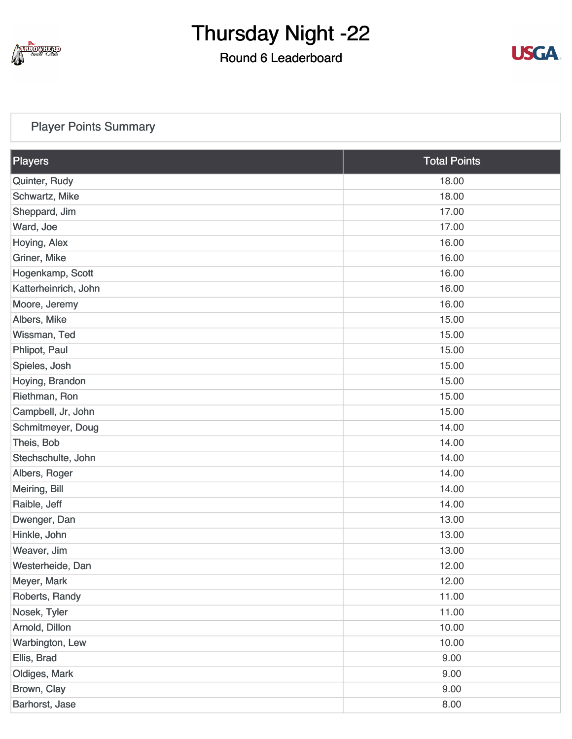# Thursday Night -22

## Round 6 Leaderboard

### Player Points Summary

| Players | Total Points |
|---|---|
| Quinter, Rudy | 18.00 |
| Schwartz, Mike | 18.00 |
| Sheppard, Jim | 17.00 |
| Ward, Joe | 17.00 |
| Hoying, Alex | 16.00 |
| Griner, Mike | 16.00 |
| Hogenkamp, Scott | 16.00 |
| Katterheinrich, John | 16.00 |
| Moore, Jeremy | 16.00 |
| Albers, Mike | 15.00 |
| Wissman, Ted | 15.00 |
| Phlipot, Paul | 15.00 |
| Spieles, Josh | 15.00 |
| Hoying, Brandon | 15.00 |
| Riethman, Ron | 15.00 |
| Campbell, Jr, John | 15.00 |
| Schmitmeyer, Doug | 14.00 |
| Theis, Bob | 14.00 |
| Stechschulte, John | 14.00 |
| Albers, Roger | 14.00 |
| Meiring, Bill | 14.00 |
| Raible, Jeff | 14.00 |
| Dwenger, Dan | 13.00 |
| Hinkle, John | 13.00 |
| Weaver, Jim | 13.00 |
| Westerheide, Dan | 12.00 |
| Meyer, Mark | 12.00 |
| Roberts, Randy | 11.00 |
| Nosek, Tyler | 11.00 |
| Arnold, Dillon | 10.00 |
| Warbington, Lew | 10.00 |
| Ellis, Brad | 9.00 |
| Oldiges, Mark | 9.00 |
| Brown, Clay | 9.00 |
| Barhorst, Jase | 8.00 |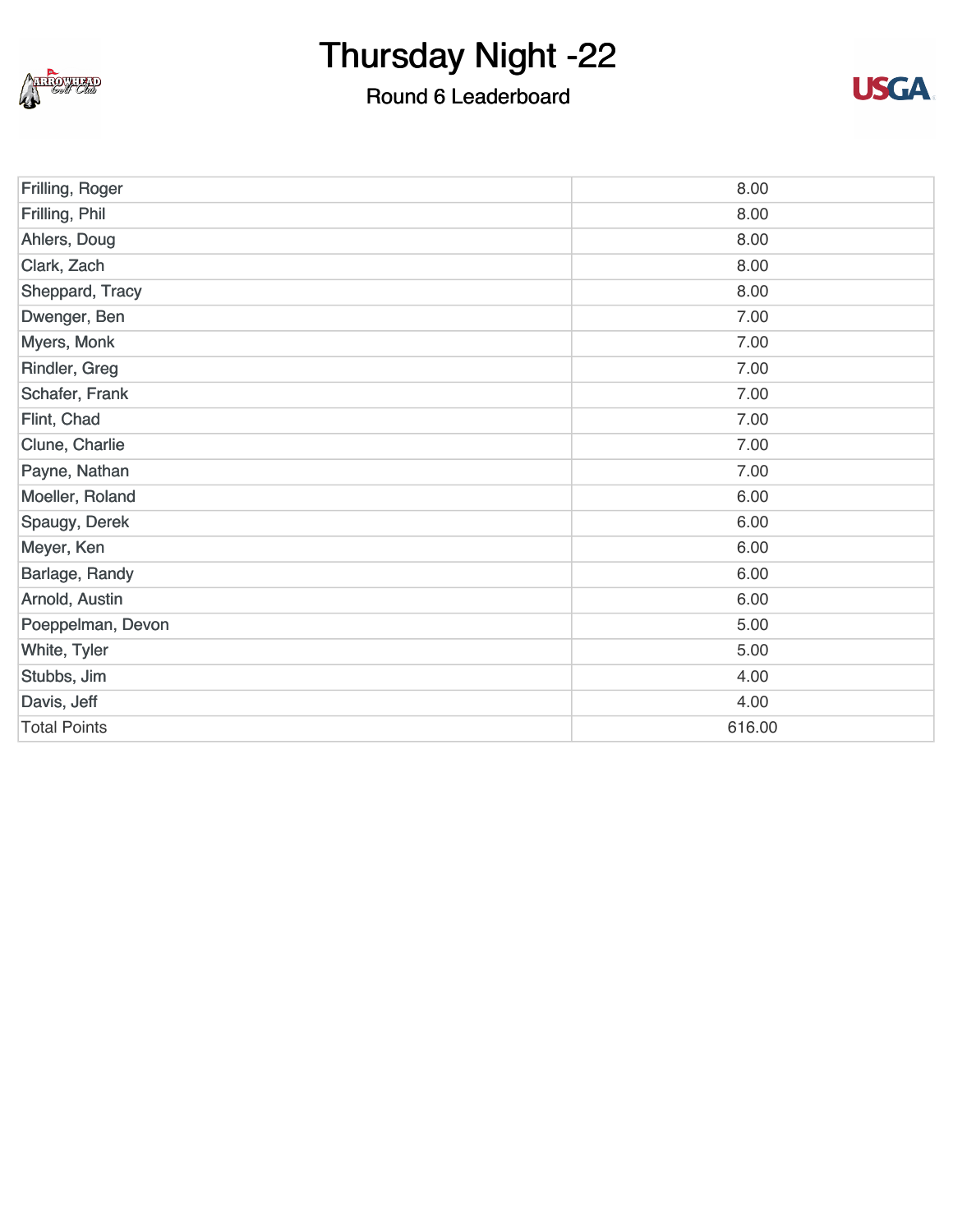# Thursday Night -22

## Round 6 Leaderboard

| | |
|---|---|
| Frilling, Roger | 8.00 |
| Frilling, Phil | 8.00 |
| Ahlers, Doug | 8.00 |
| Clark, Zach | 8.00 |
| Sheppard, Tracy | 8.00 |
| Dwenger, Ben | 7.00 |
| Myers, Monk | 7.00 |
| Rindler, Greg | 7.00 |
| Schafer, Frank | 7.00 |
| Flint, Chad | 7.00 |
| Clune, Charlie | 7.00 |
| Payne, Nathan | 7.00 |
| Moeller, Roland | 6.00 |
| Spaugy, Derek | 6.00 |
| Meyer, Ken | 6.00 |
| Barlage, Randy | 6.00 |
| Arnold, Austin | 6.00 |
| Poeppelman, Devon | 5.00 |
| White, Tyler | 5.00 |
| Stubbs, Jim | 4.00 |
| Davis, Jeff | 4.00 |
| Total Points | 616.00 |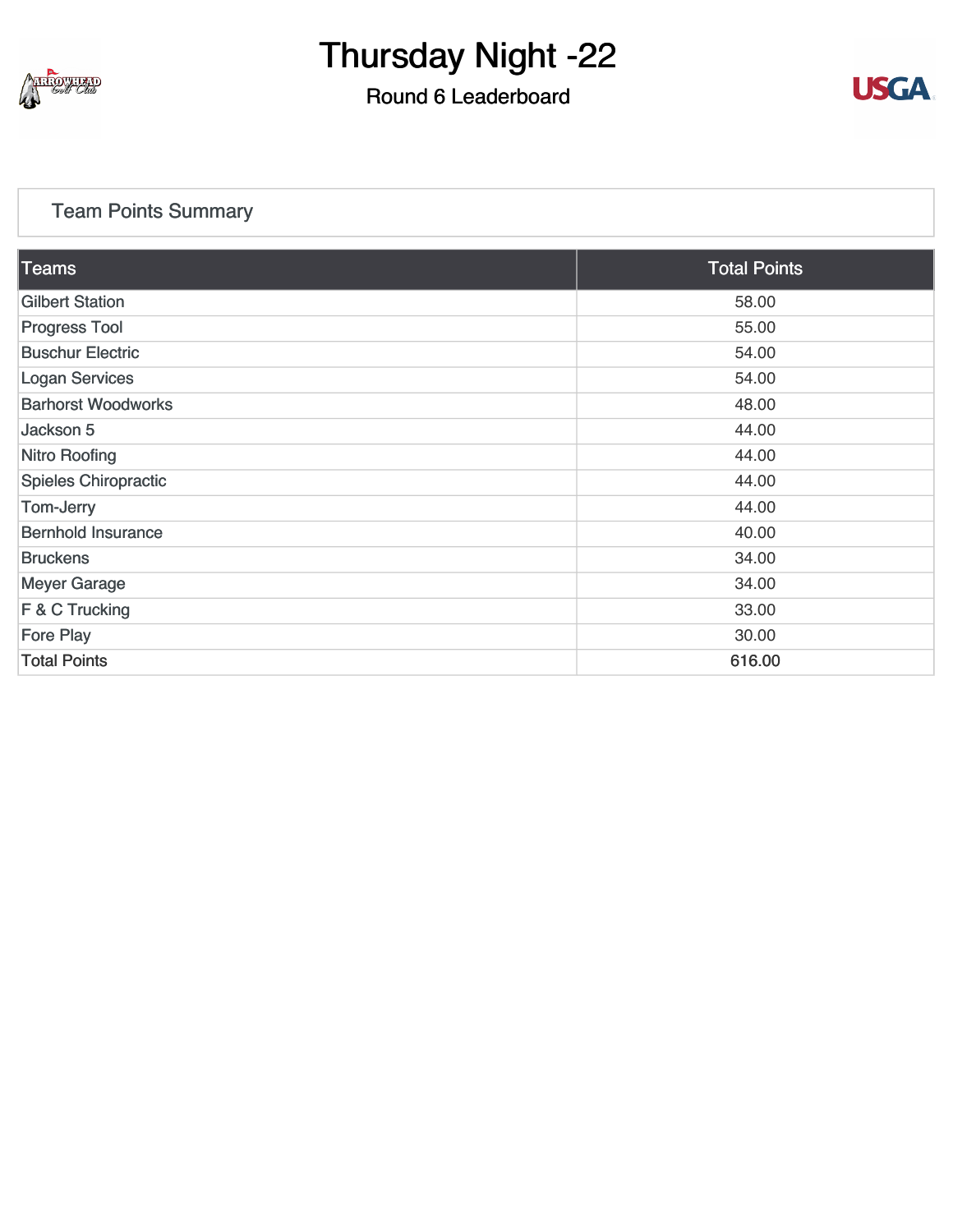# Thursday Night -22

## Round 6 Leaderboard

### Team Points Summary

| Teams | Total Points |
|---|---|
| Gilbert Station | 58.00 |
| Progress Tool | 55.00 |
| Buschur Electric | 54.00 |
| Logan Services | 54.00 |
| Barhorst Woodworks | 48.00 |
| Jackson 5 | 44.00 |
| Nitro Roofing | 44.00 |
| Spieles Chiropractic | 44.00 |
| Tom-Jerry | 44.00 |
| Bernhold Insurance | 40.00 |
| Bruckens | 34.00 |
| Meyer Garage | 34.00 |
| F & C Trucking | 33.00 |
| Fore Play | 30.00 |
| Total Points | 616.00 |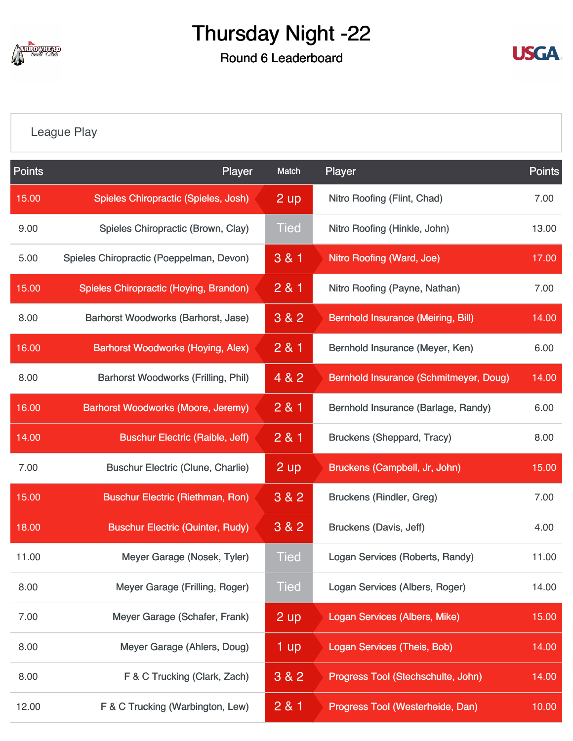# Thursday Night -22

## Round 6 Leaderboard

League Play

| Points | Player | Match | Player | Points |
|---|---|---|---|---|
| 15.00 | Spieles Chiropractic (Spieles, Josh) | 2 up | Nitro Roofing (Flint, Chad) | 7.00 |
| 9.00 | Spieles Chiropractic (Brown, Clay) | Tied | Nitro Roofing (Hinkle, John) | 13.00 |
| 5.00 | Spieles Chiropractic (Poeppelman, Devon) | 3 & 1 | Nitro Roofing (Ward, Joe) | 17.00 |
| 15.00 | Spieles Chiropractic (Hoying, Brandon) | 2 & 1 | Nitro Roofing (Payne, Nathan) | 7.00 |
| 8.00 | Barhorst Woodworks (Barhorst, Jase) | 3 & 2 | Bernhold Insurance (Meiring, Bill) | 14.00 |
| 16.00 | Barhorst Woodworks (Hoying, Alex) | 2 & 1 | Bernhold Insurance (Meyer, Ken) | 6.00 |
| 8.00 | Barhorst Woodworks (Frilling, Phil) | 4 & 2 | Bernhold Insurance (Schmitmeyer, Doug) | 14.00 |
| 16.00 | Barhorst Woodworks (Moore, Jeremy) | 2 & 1 | Bernhold Insurance (Barlage, Randy) | 6.00 |
| 14.00 | Buschur Electric (Raible, Jeff) | 2 & 1 | Bruckens (Sheppard, Tracy) | 8.00 |
| 7.00 | Buschur Electric (Clune, Charlie) | 2 up | Bruckens (Campbell, Jr, John) | 15.00 |
| 15.00 | Buschur Electric (Riethman, Ron) | 3 & 2 | Bruckens (Rindler, Greg) | 7.00 |
| 18.00 | Buschur Electric (Quinter, Rudy) | 3 & 2 | Bruckens (Davis, Jeff) | 4.00 |
| 11.00 | Meyer Garage (Nosek, Tyler) | Tied | Logan Services (Roberts, Randy) | 11.00 |
| 8.00 | Meyer Garage (Frilling, Roger) | Tied | Logan Services (Albers, Roger) | 14.00 |
| 7.00 | Meyer Garage (Schafer, Frank) | 2 up | Logan Services (Albers, Mike) | 15.00 |
| 8.00 | Meyer Garage (Ahlers, Doug) | 1 up | Logan Services (Theis, Bob) | 14.00 |
| 8.00 | F & C Trucking (Clark, Zach) | 3 & 2 | Progress Tool (Stechschulte, John) | 14.00 |
| 12.00 | F & C Trucking (Warbington, Lew) | 2 & 1 | Progress Tool (Westerheide, Dan) | 10.00 |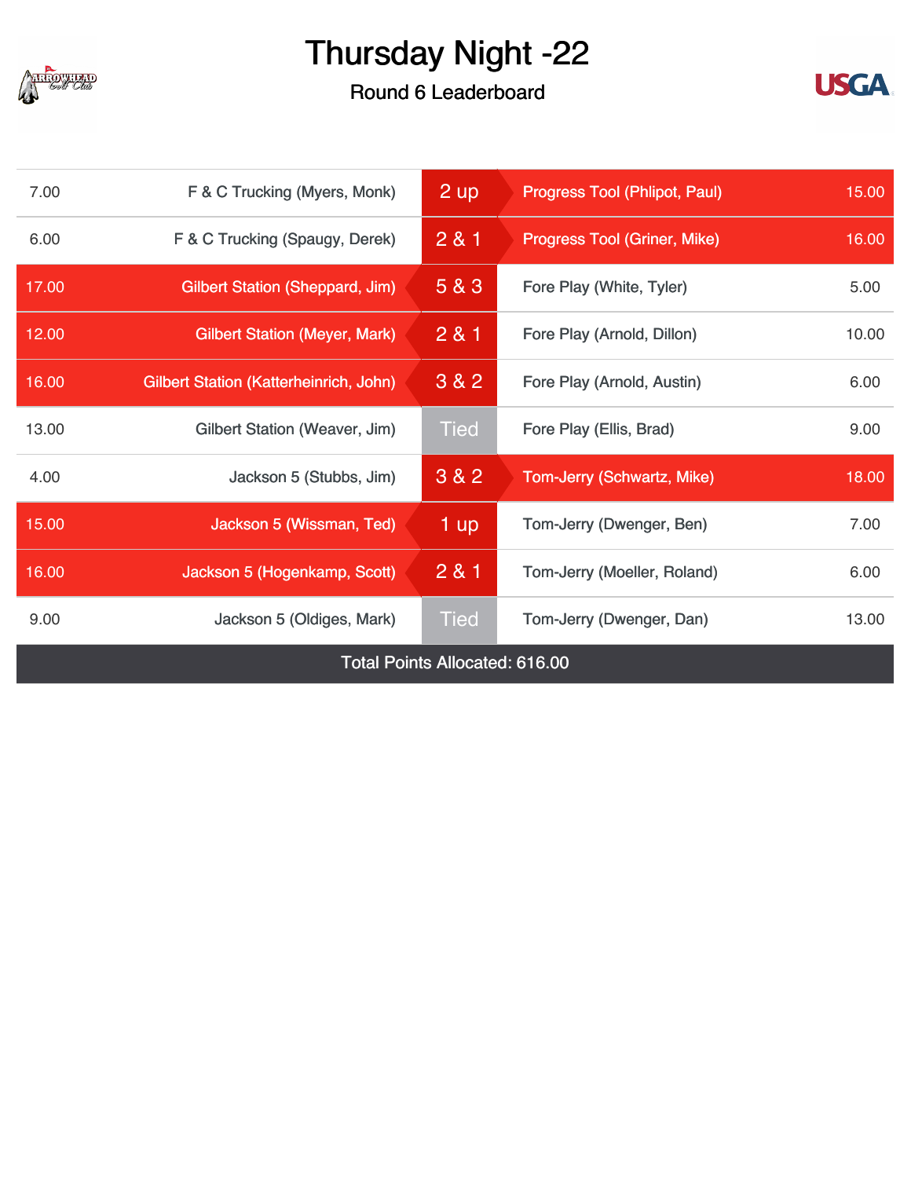# Thursday Night -22

## Round 6 Leaderboard

| Points | Player | Result | Player | Points |
|---|---|---|---|---|
| 7.00 | F & C Trucking (Myers, Monk) | 2 up | Progress Tool (Phlipot, Paul) | 15.00 |
| 6.00 | F & C Trucking (Spaugy, Derek) | 2 & 1 | Progress Tool (Griner, Mike) | 16.00 |
| 17.00 | Gilbert Station (Sheppard, Jim) | 5 & 3 | Fore Play (White, Tyler) | 5.00 |
| 12.00 | Gilbert Station (Meyer, Mark) | 2 & 1 | Fore Play (Arnold, Dillon) | 10.00 |
| 16.00 | Gilbert Station (Katterheinrich, John) | 3 & 2 | Fore Play (Arnold, Austin) | 6.00 |
| 13.00 | Gilbert Station (Weaver, Jim) | Tied | Fore Play (Ellis, Brad) | 9.00 |
| 4.00 | Jackson 5 (Stubbs, Jim) | 3 & 2 | Tom-Jerry (Schwartz, Mike) | 18.00 |
| 15.00 | Jackson 5 (Wissman, Ted) | 1 up | Tom-Jerry (Dwenger, Ben) | 7.00 |
| 16.00 | Jackson 5 (Hogenkamp, Scott) | 2 & 1 | Tom-Jerry (Moeller, Roland) | 6.00 |
| 9.00 | Jackson 5 (Oldiges, Mark) | Tied | Tom-Jerry (Dwenger, Dan) | 13.00 |

Total Points Allocated: 616.00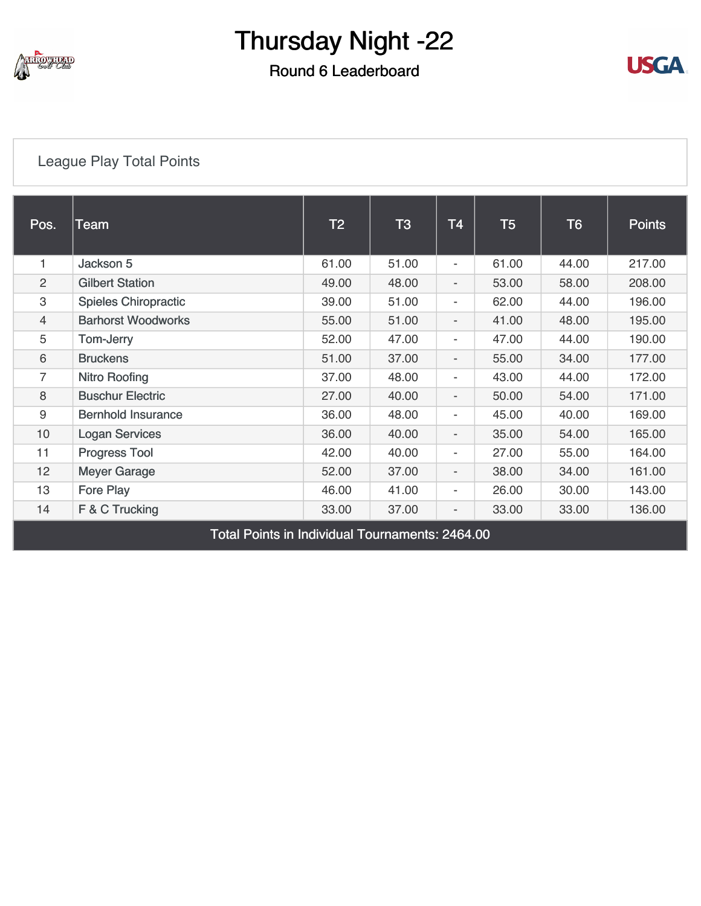# Thursday Night -22

## Round 6 Leaderboard

League Play Total Points

| Pos. | Team | T2 | T3 | T4 | T5 | T6 | Points |
|---|---|---|---|---|---|---|---|
| 1 | Jackson 5 | 61.00 | 51.00 | - | 61.00 | 44.00 | 217.00 |
| 2 | Gilbert Station | 49.00 | 48.00 | - | 53.00 | 58.00 | 208.00 |
| 3 | Spieles Chiropractic | 39.00 | 51.00 | - | 62.00 | 44.00 | 196.00 |
| 4 | Barhorst Woodworks | 55.00 | 51.00 | - | 41.00 | 48.00 | 195.00 |
| 5 | Tom-Jerry | 52.00 | 47.00 | - | 47.00 | 44.00 | 190.00 |
| 6 | Bruckens | 51.00 | 37.00 | - | 55.00 | 34.00 | 177.00 |
| 7 | Nitro Roofing | 37.00 | 48.00 | - | 43.00 | 44.00 | 172.00 |
| 8 | Buschur Electric | 27.00 | 40.00 | - | 50.00 | 54.00 | 171.00 |
| 9 | Bernhold Insurance | 36.00 | 48.00 | - | 45.00 | 40.00 | 169.00 |
| 10 | Logan Services | 36.00 | 40.00 | - | 35.00 | 54.00 | 165.00 |
| 11 | Progress Tool | 42.00 | 40.00 | - | 27.00 | 55.00 | 164.00 |
| 12 | Meyer Garage | 52.00 | 37.00 | - | 38.00 | 34.00 | 161.00 |
| 13 | Fore Play | 46.00 | 41.00 | - | 26.00 | 30.00 | 143.00 |
| 14 | F & C Trucking | 33.00 | 37.00 | - | 33.00 | 33.00 | 136.00 |

Total Points in Individual Tournaments: 2464.00